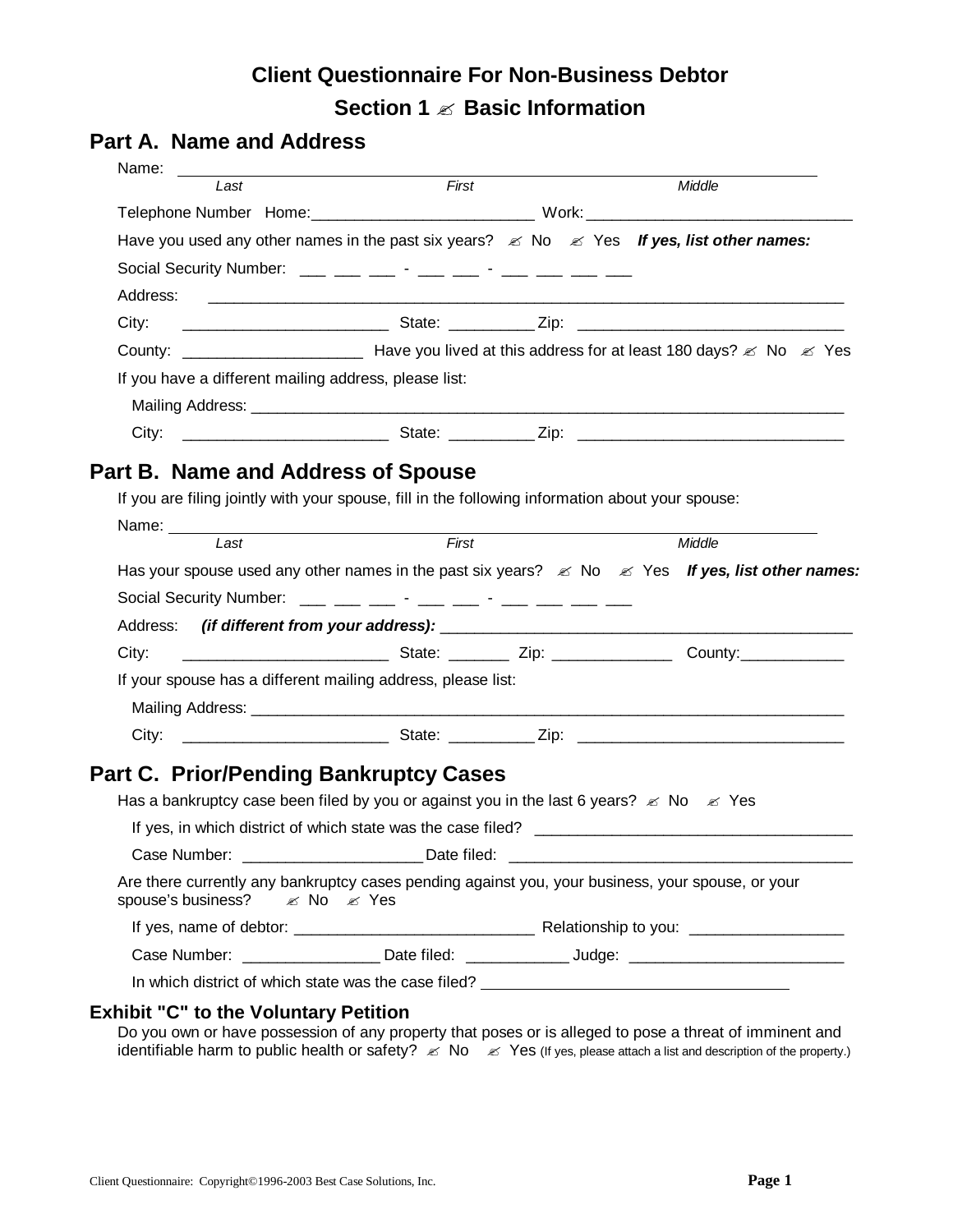# Client Questionnaire For Non-Business Debtor

## Section 1 ✍ Basic Information

### Part A. Name and Address

Name: ______________________________________________
*Last* *First* *Middle*

Telephone Number Home:_________________________ Work:______________________________

Have you used any other names in the past six years? ✍ No ✍ Yes ***If yes, list other names:***

Social Security Number: ___ ___ ___ - ___ ___ - ___ ___ ___ ___

Address: ___________________________________________________________________________

City: ________________________ State: _________ Zip: ______________________________

County: ____________________ Have you lived at this address for at least 180 days? ✍ No ✍ Yes

If you have a different mailing address, please list:

Mailing Address: ____________________________________________________________________

City: ________________________ State: _________ Zip: ______________________________

### Part B. Name and Address of Spouse

If you are filing jointly with your spouse, fill in the following information about your spouse:

Name: ______________________________________________
*Last* *First* *Middle*

Has your spouse used any other names in the past six years? ✍ No ✍ Yes ***If yes, list other names:***

Social Security Number: ___ ___ ___ - ___ ___ - ___ ___ ___ ___

Address: ***(if different from your address):*** _____________________________________________

City: ________________________ State: _______ Zip: _____________ County:____________

If your spouse has a different mailing address, please list:

Mailing Address: ____________________________________________________________________

City: ________________________ State: _________ Zip: ______________________________

### Part C. Prior/Pending Bankruptcy Cases

Has a bankruptcy case been filed by you or against you in the last 6 years? ✍ No ✍ Yes

If yes, in which district of which state was the case filed? ____________________________________

Case Number: ____________________ Date filed: ________________________________________

Are there currently any bankruptcy cases pending against you, your business, your spouse, or your spouse's business? ✍ No ✍ Yes

If yes, name of debtor: ___________________________ Relationship to you: _________________

Case Number: _______________ Date filed: ___________ Judge: ________________________

In which district of which state was the case filed? ___________________________________

#### Exhibit "C" to the Voluntary Petition

Do you own or have possession of any property that poses or is alleged to pose a threat of imminent and identifiable harm to public health or safety? ✍ No ✍ Yes (If yes, please attach a list and description of the property.)

Client Questionnaire: Copyright©1996-2003 Best Case Solutions, Inc.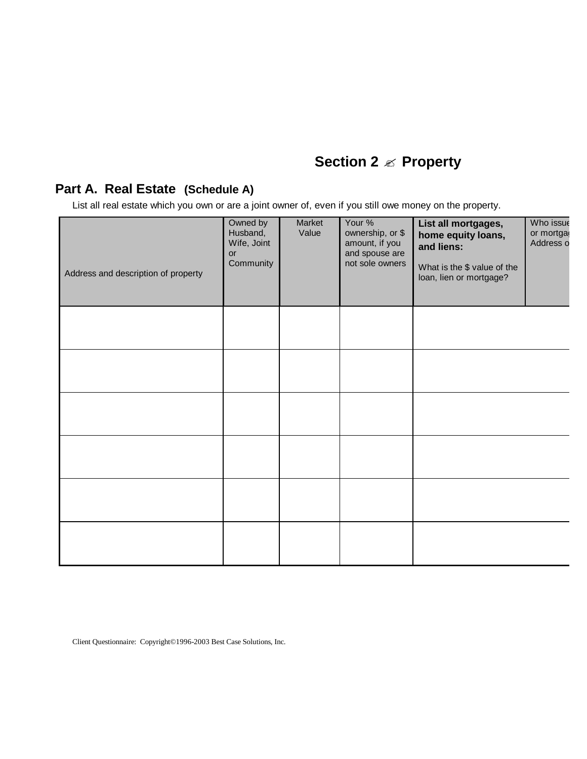# Section 2 ✍ Property

## Part A. Real Estate (Schedule A)

List all real estate which you own or are a joint owner of, even if you still owe money on the property.

| Address and description of property | Owned by Husband, Wife, Joint or Community | Market Value | Your % ownership, or $ amount, if you and spouse are not sole owners | **List all mortgages, home equity loans, and liens:** What is the $ value of the loan, lien or mortgage? | Who issue or mortga Address o |
|---|---|---|---|---|---|
| | | | | | |
| | | | | | |
| | | | | | |
| | | | | | |
| | | | | | |
| | | | | | |

Client Questionnaire: Copyright©1996-2003 Best Case Solutions, Inc.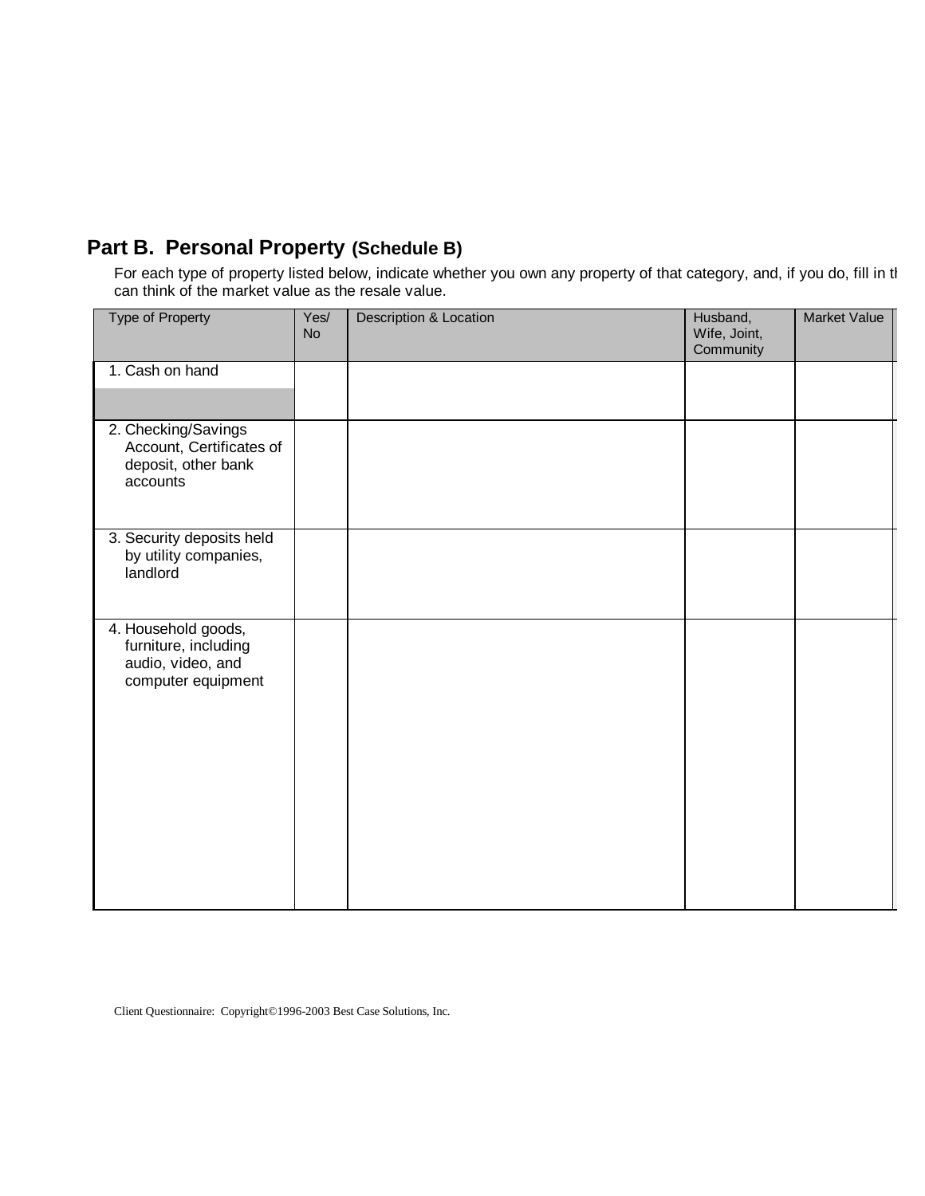## Part B. Personal Property (Schedule B)

For each type of property listed below, indicate whether you own any property of that category, and, if you do, fill in th can think of the market value as the resale value.

| Type of Property | Yes/ No | Description & Location | Husband, Wife, Joint, Community | Market Value |
|---|---|---|---|---|
| 1. Cash on hand | | | | |
| 2. Checking/Savings Account, Certificates of deposit, other bank accounts | | | | |
| 3. Security deposits held by utility companies, landlord | | | | |
| 4. Household goods, furniture, including audio, video, and computer equipment | | | | |

Client Questionnaire: Copyright©1996-2003 Best Case Solutions, Inc.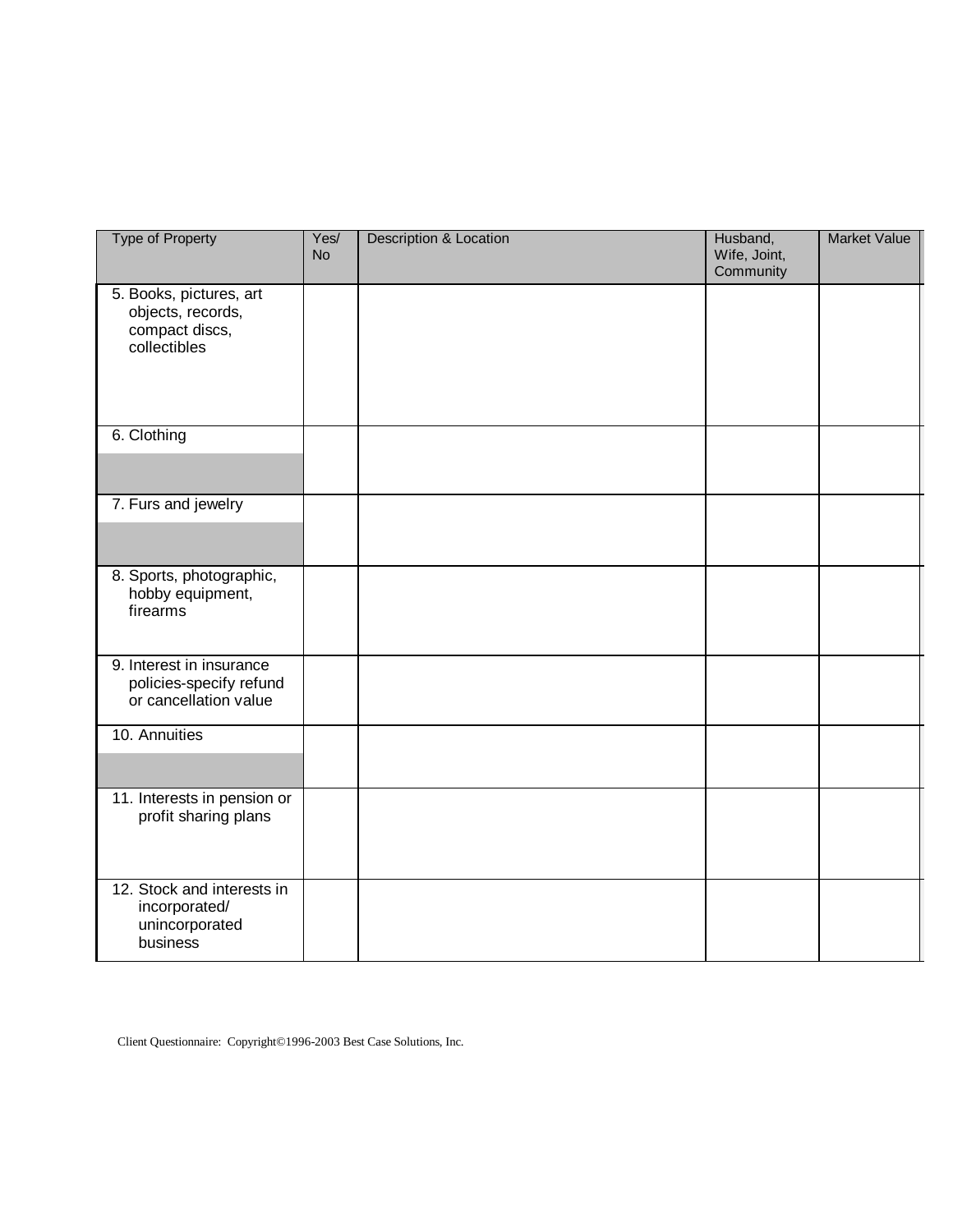| Type of Property | Yes/ No | Description & Location | Husband, Wife, Joint, Community | Market Value |
|---|---|---|---|---|
| 5. Books, pictures, art objects, records, compact discs, collectibles | | | | |
| 6. Clothing | | | | |
| 7. Furs and jewelry | | | | |
| 8. Sports, photographic, hobby equipment, firearms | | | | |
| 9. Interest in insurance policies-specify refund or cancellation value | | | | |
| 10. Annuities | | | | |
| 11. Interests in pension or profit sharing plans | | | | |
| 12. Stock and interests in incorporated/ unincorporated business | | | | |

Client Questionnaire: Copyright©1996-2003 Best Case Solutions, Inc.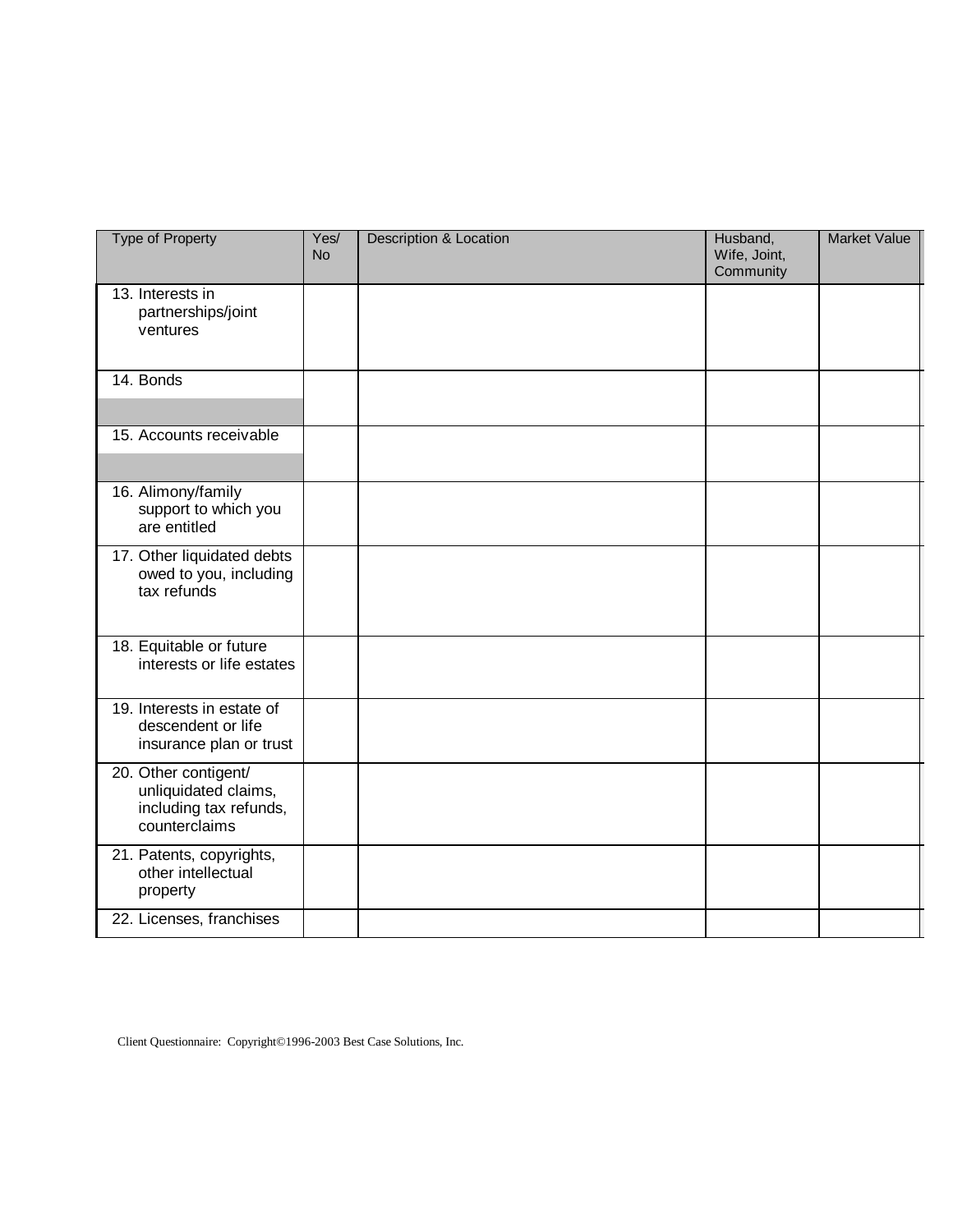| Type of Property | Yes/ No | Description & Location | Husband, Wife, Joint, Community | Market Value |
|---|---|---|---|---|
| 13. Interests in partnerships/joint ventures | | | | |
| 14. Bonds | | | | |
| 15. Accounts receivable | | | | |
| 16. Alimony/family support to which you are entitled | | | | |
| 17. Other liquidated debts owed to you, including tax refunds | | | | |
| 18. Equitable or future interests or life estates | | | | |
| 19. Interests in estate of descendent or life insurance plan or trust | | | | |
| 20. Other contigent/ unliquidated claims, including tax refunds, counterclaims | | | | |
| 21. Patents, copyrights, other intellectual property | | | | |
| 22. Licenses, franchises | | | | |

Client Questionnaire: Copyright©1996-2003 Best Case Solutions, Inc.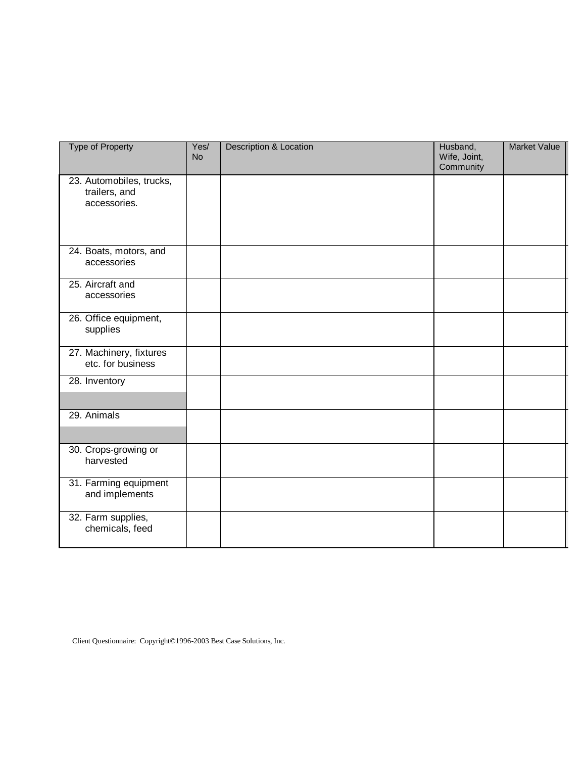| Type of Property | Yes/ No | Description & Location | Husband, Wife, Joint, Community | Market Value |
|---|---|---|---|---|
| 23. Automobiles, trucks, trailers, and accessories. | | | | |
| 24. Boats, motors, and accessories | | | | |
| 25. Aircraft and accessories | | | | |
| 26. Office equipment, supplies | | | | |
| 27. Machinery, fixtures etc. for business | | | | |
| 28. Inventory | | | | |
| 29. Animals | | | | |
| 30. Crops-growing or harvested | | | | |
| 31. Farming equipment and implements | | | | |
| 32. Farm supplies, chemicals, feed | | | | |

Client Questionnaire: Copyright©1996-2003 Best Case Solutions, Inc.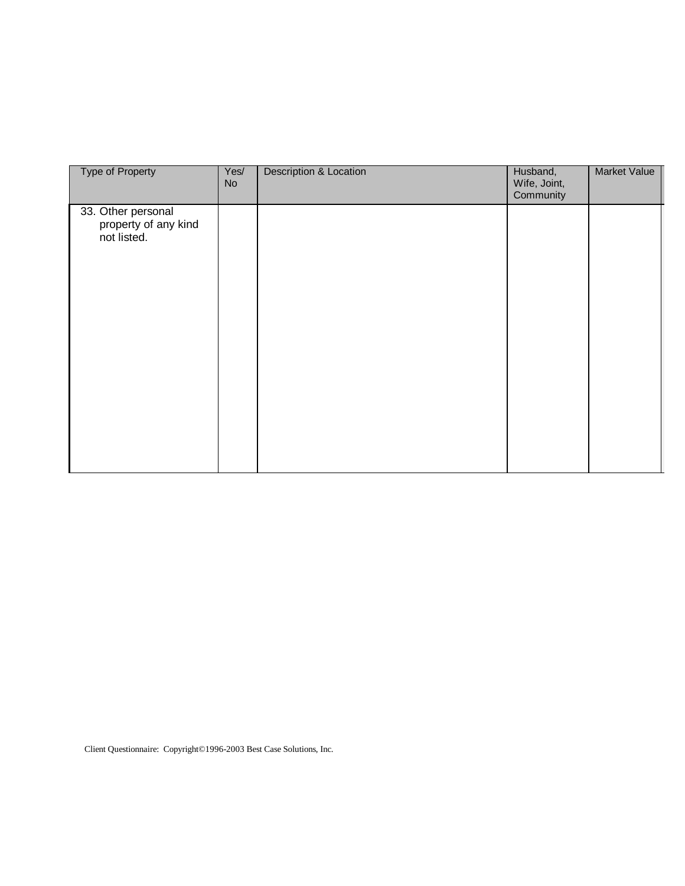| Type of Property | Yes/ No | Description & Location | Husband, Wife, Joint, Community | Market Value |
|---|---|---|---|---|
| 33. Other personal property of any kind not listed. | | | | |

Client Questionnaire: Copyright©1996-2003 Best Case Solutions, Inc.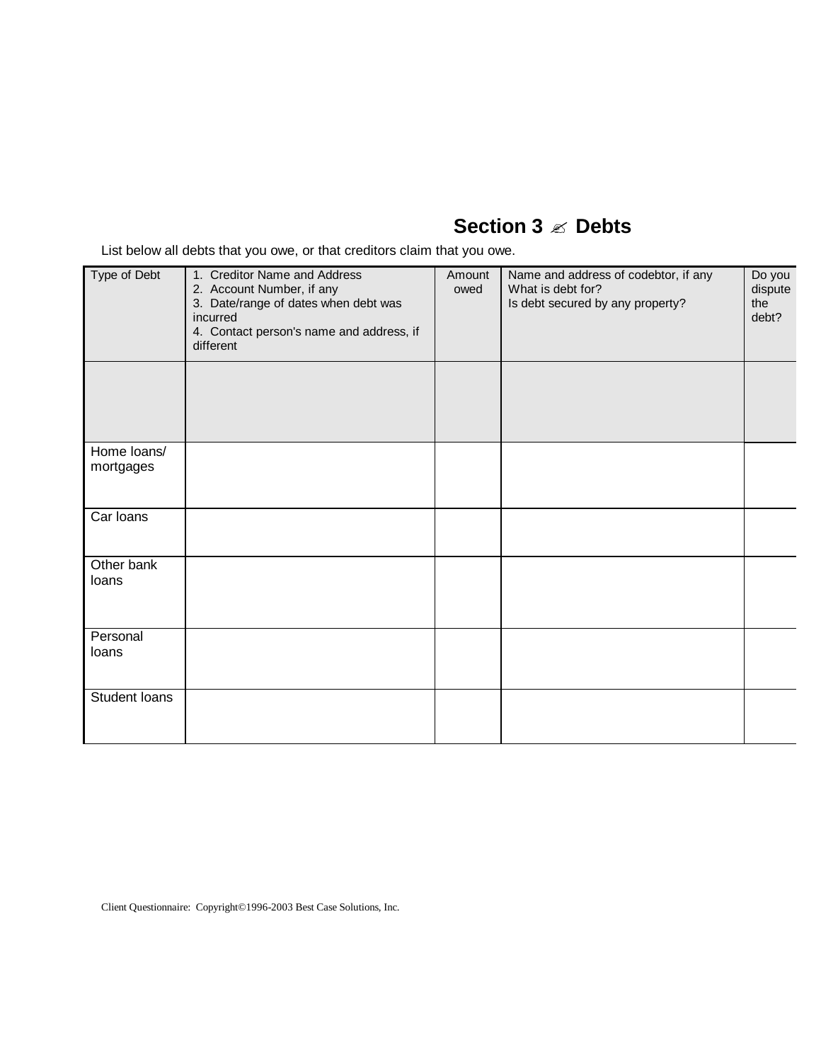# Section 3 ✍ Debts

List below all debts that you owe, or that creditors claim that you owe.

| Type of Debt | 1. Creditor Name and Address<br>2. Account Number, if any<br>3. Date/range of dates when debt was incurred<br>4. Contact person's name and address, if different | Amount owed | Name and address of codebtor, if any<br>What is debt for?<br>Is debt secured by any property? | Do you dispute the debt? |
|---|---|---|---|---|
| | | | | |
| Home loans/ mortgages | | | | |
| Car loans | | | | |
| Other bank loans | | | | |
| Personal loans | | | | |
| Student loans | | | | |

Client Questionnaire: Copyright©1996-2003 Best Case Solutions, Inc.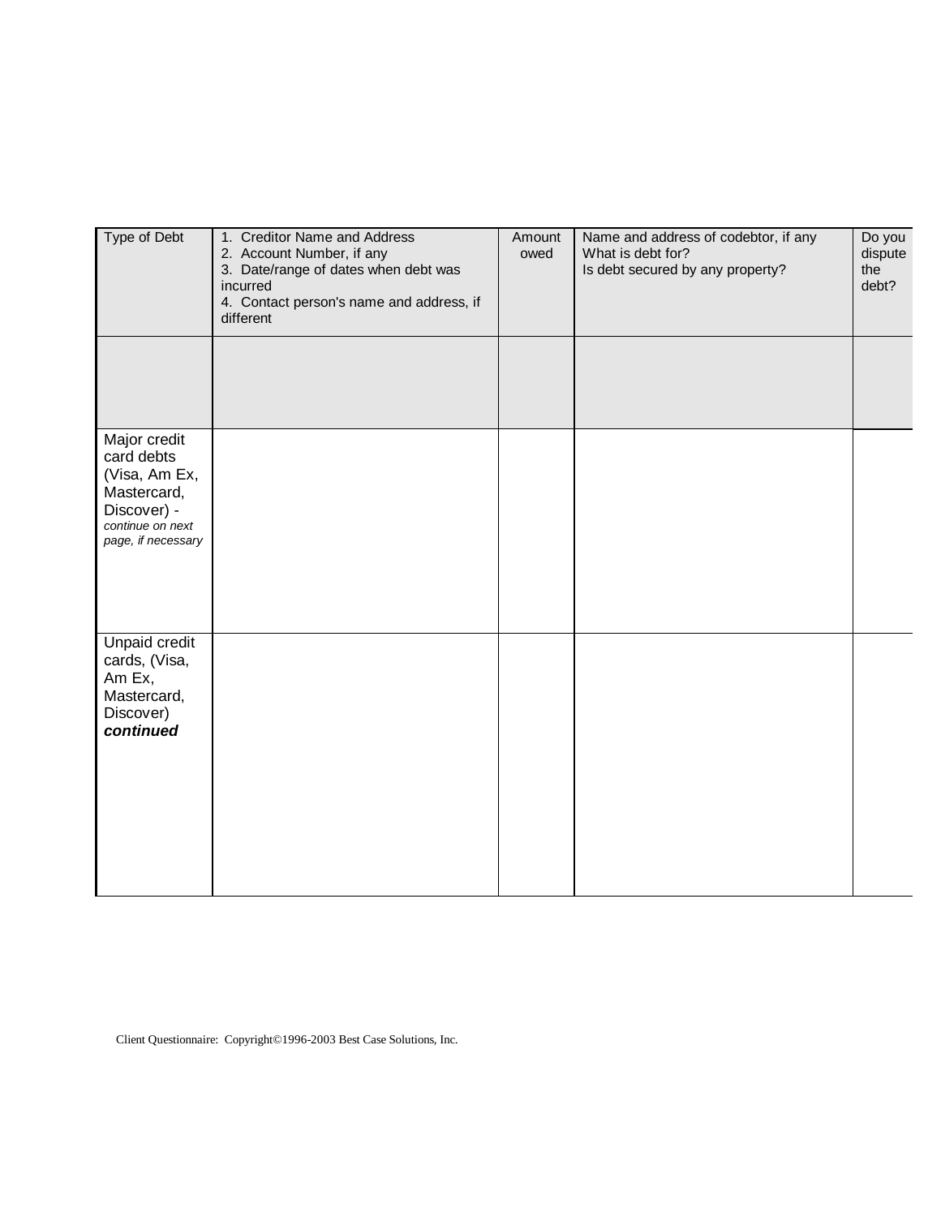| Type of Debt | 1. Creditor Name and Address<br>2. Account Number, if any<br>3. Date/range of dates when debt was incurred<br>4. Contact person's name and address, if different | Amount owed | Name and address of codebtor, if any<br>What is debt for?<br>Is debt secured by any property? | Do you dispute the debt? |
|---|---|---|---|---|
| | | | | |
| Major credit card debts (Visa, Am Ex, Mastercard, Discover) - *continue on next page, if necessary* | | | | |
| Unpaid credit cards, (Visa, Am Ex, Mastercard, Discover) ***continued*** | | | | |

Client Questionnaire: Copyright©1996-2003 Best Case Solutions, Inc.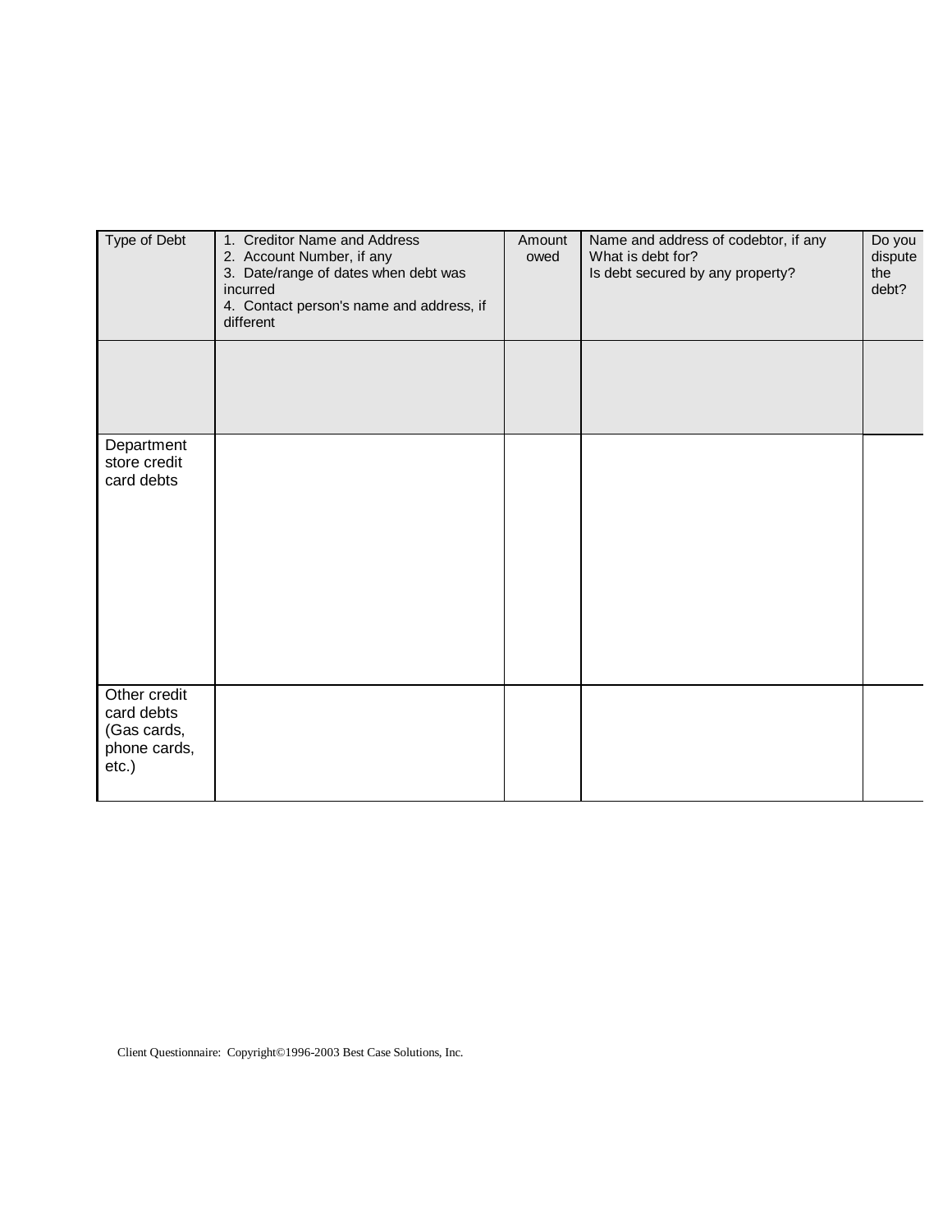| Type of Debt | 1. Creditor Name and Address<br>2. Account Number, if any<br>3. Date/range of dates when debt was incurred<br>4. Contact person's name and address, if different | Amount owed | Name and address of codebtor, if any<br>What is debt for?<br>Is debt secured by any property? | Do you dispute the debt? |
|---|---|---|---|---|
| | | | | |
| Department store credit card debts | | | | |
| Other credit card debts (Gas cards, phone cards, etc.) | | | | |

Client Questionnaire: Copyright©1996-2003 Best Case Solutions, Inc.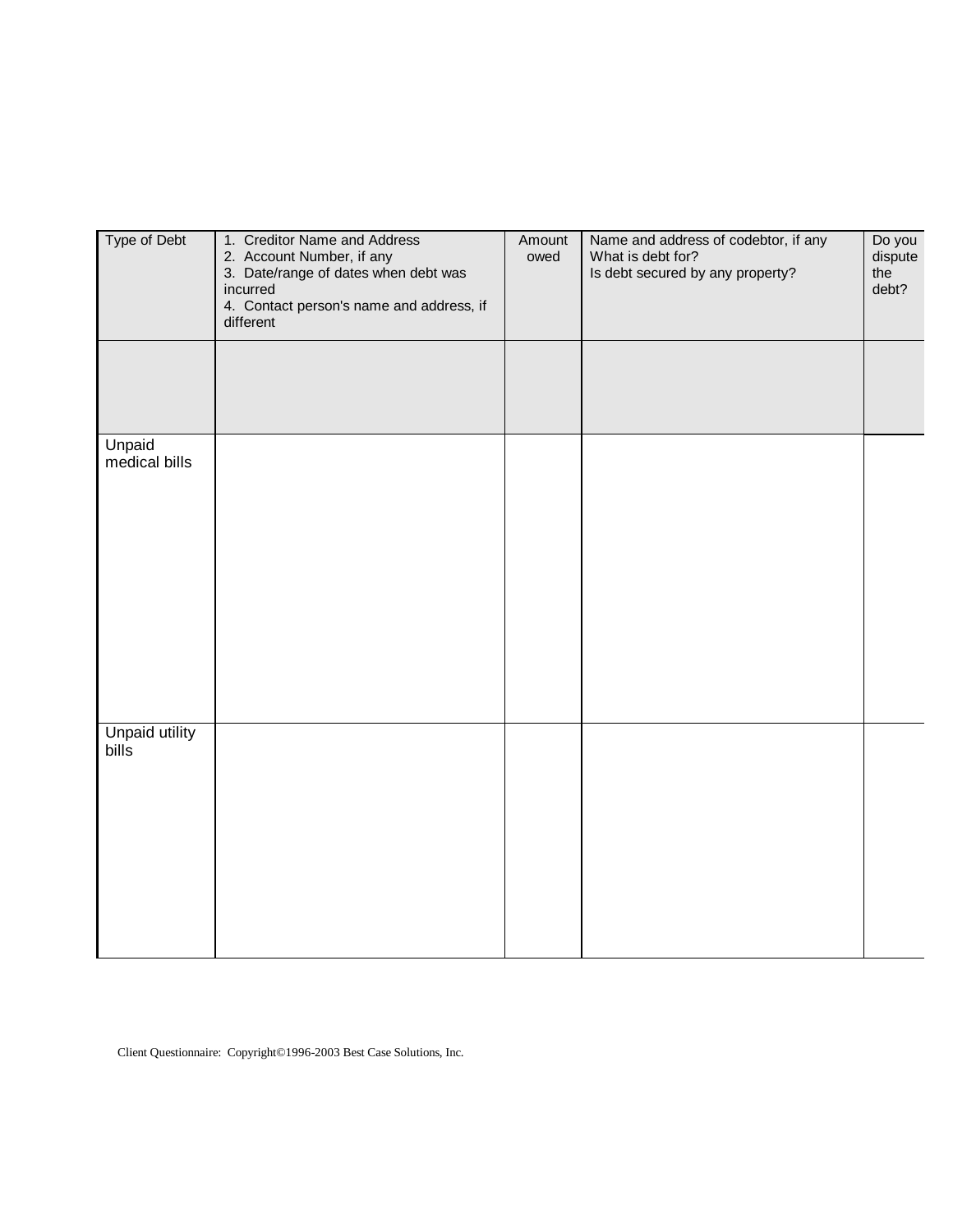| Type of Debt | 1. Creditor Name and Address<br>2. Account Number, if any<br>3. Date/range of dates when debt was incurred<br>4. Contact person's name and address, if different | Amount owed | Name and address of codebtor, if any<br>What is debt for?<br>Is debt secured by any property? | Do you dispute the debt? |
|---|---|---|---|---|
| | | | | |
| Unpaid medical bills | | | | |
| Unpaid utility bills | | | | |

Client Questionnaire: Copyright©1996-2003 Best Case Solutions, Inc.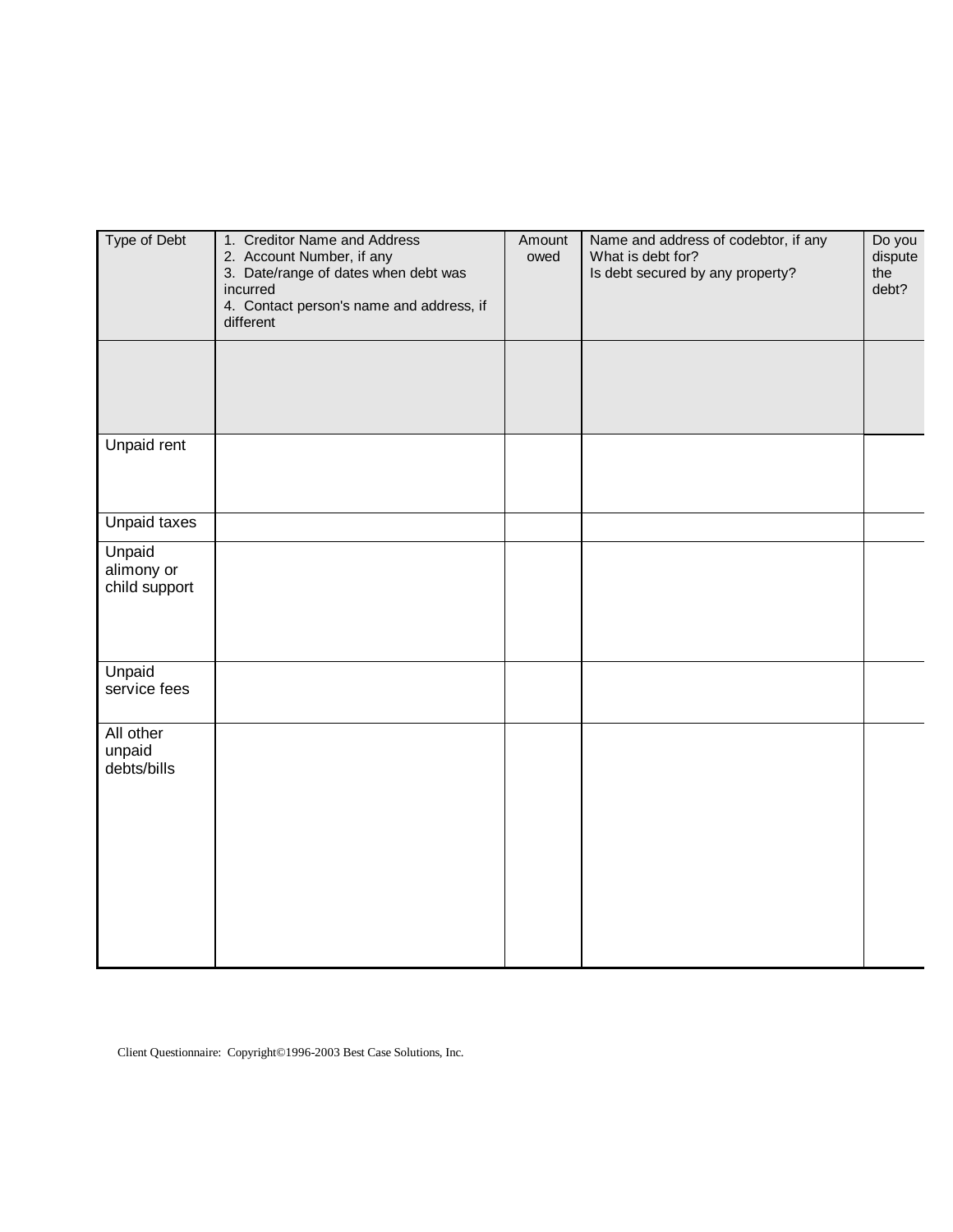| Type of Debt | 1. Creditor Name and Address<br>2. Account Number, if any<br>3. Date/range of dates when debt was incurred<br>4. Contact person's name and address, if different | Amount owed | Name and address of codebtor, if any<br>What is debt for?<br>Is debt secured by any property? | Do you dispute the debt? |
|---|---|---|---|---|
| | | | | |
| Unpaid rent | | | | |
| Unpaid taxes | | | | |
| Unpaid alimony or child support | | | | |
| Unpaid service fees | | | | |
| All other unpaid debts/bills | | | | |

Client Questionnaire: Copyright©1996-2003 Best Case Solutions, Inc.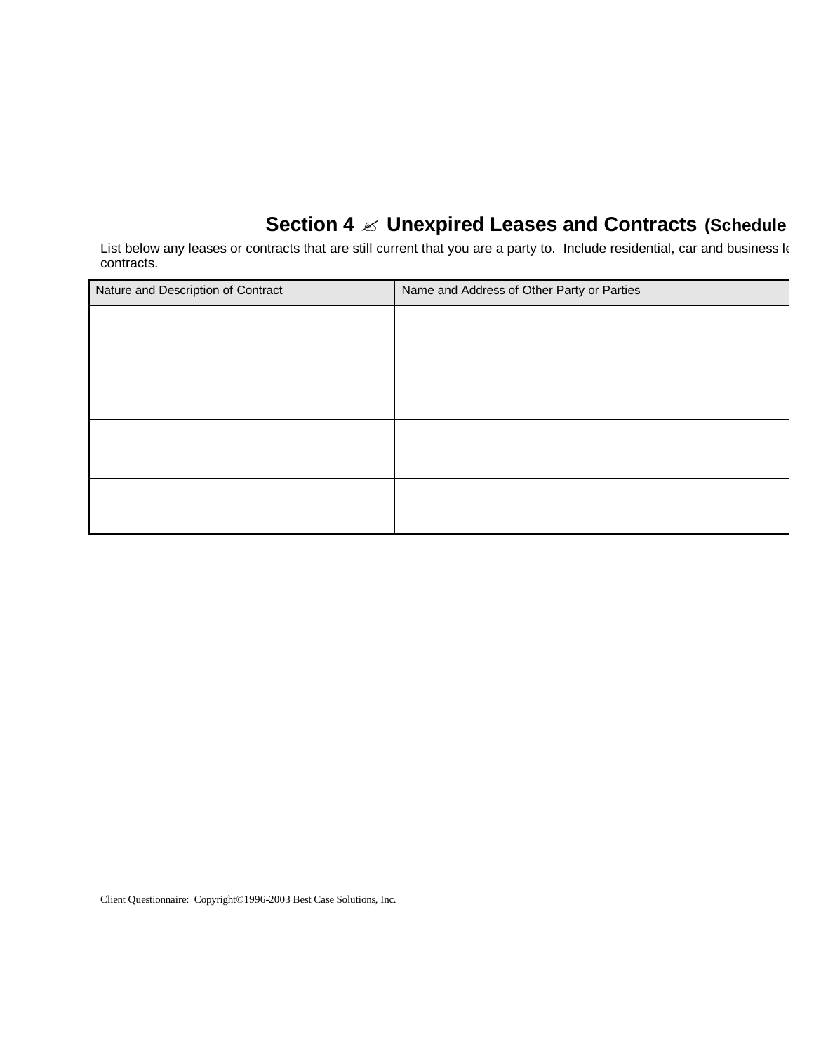## Section 4 ✍ Unexpired Leases and Contracts (Schedule

List below any leases or contracts that are still current that you are a party to. Include residential, car and business le contracts.

| Nature and Description of Contract | Name and Address of Other Party or Parties |
| --- | --- |
| | |
| | |
| | |
| | |

Client Questionnaire: Copyright©1996-2003 Best Case Solutions, Inc.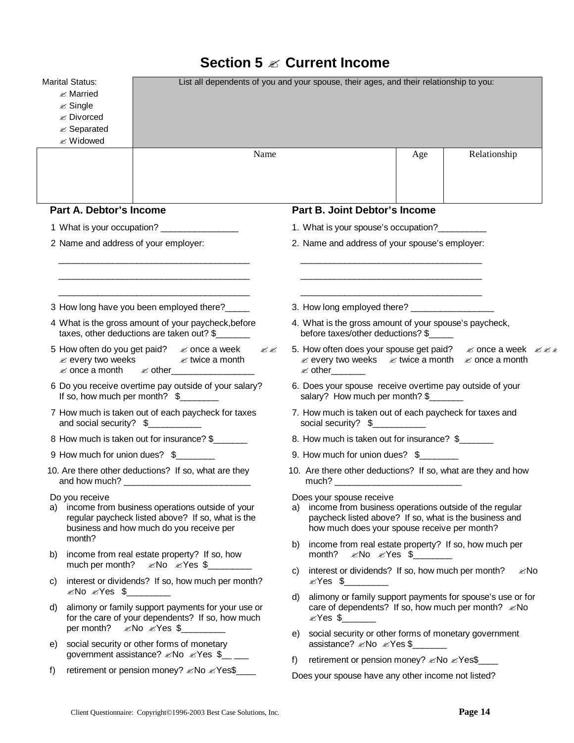# Section 5 ✍ Current Income

| Marital Status: ✍ Married ✍ Single ✍ Divorced ✍ Separated ✍ Widowed | List all dependents of you and your spouse, their ages, and their relationship to you: | | |
|---|---|---|---|
| | Name | Age | Relationship |
| | | | |

## Part A. Debtor's Income

1 What is your occupation? ________________

2 Name and address of your employer:

________________________________________

________________________________________

________________________________________

3 How long have you been employed there?_____

4 What is the gross amount of your paycheck,before taxes, other deductions are taken out? $_______

5 How often do you get paid? ✍ once a week ✍ every two weeks ✍ twice a month ✍ once a month ✍ other_________________

6 Do you receive overtime pay outside of your salary? If so, how much per month? $________

7 How much is taken out of each paycheck for taxes and social security? $___________

8 How much is taken out for insurance? $_______

9 How much for union dues? $________

10. Are there other deductions? If so, what are they and how much? __________________________

Do you receive

a) income from business operations outside of your regular paycheck listed above? If so, what is the business and how much do you receive per month?

b) income from real estate property? If so, how much per month? ✍No ✍Yes $_________

c) interest or dividends? If so, how much per month? ✍No ✍Yes $_________

d) alimony or family support payments for your use or for the care of your dependents? If so, how much per month? ✍No ✍Yes $_________

e) social security or other forms of monetary government assistance? ✍No ✍Yes $__ ___

f) retirement or pension money? ✍No ✍Yes$____

## Part B. Joint Debtor's Income

1. What is your spouse's occupation?__________

2. Name and address of your spouse's employer:

______________________________________

______________________________________

______________________________________

3. How long employed there? _________________

4. What is the gross amount of your spouse's paycheck, before taxes/other deductions? $_____

5. How often does your spouse get paid? ✍ once a week ✍ every two weeks ✍ twice a month ✍ once a month ✍ other_______

6. Does your spouse receive overtime pay outside of your salary? How much per month? $_______

7. How much is taken out of each paycheck for taxes and social security? $___________

8. How much is taken out for insurance? $_______

9. How much for union dues? $________

10. Are there other deductions? If so, what are they and how much? __________________________

Does your spouse receive

a) income from business operations outside of the regular paycheck listed above? If so, what is the business and how much does your spouse receive per month?

b) income from real estate property? If so, how much per month? ✍No ✍Yes $________

c) interest or dividends? If so, how much per month? ✍No ✍Yes $_________

d) alimony or family support payments for spouse's use or for care of dependents? If so, how much per month? ✍No ✍Yes $_______

e) social security or other forms of monetary government assistance? ✍No ✍Yes $_______

f) retirement or pension money? ✍No ✍Yes$____

Does your spouse have any other income not listed?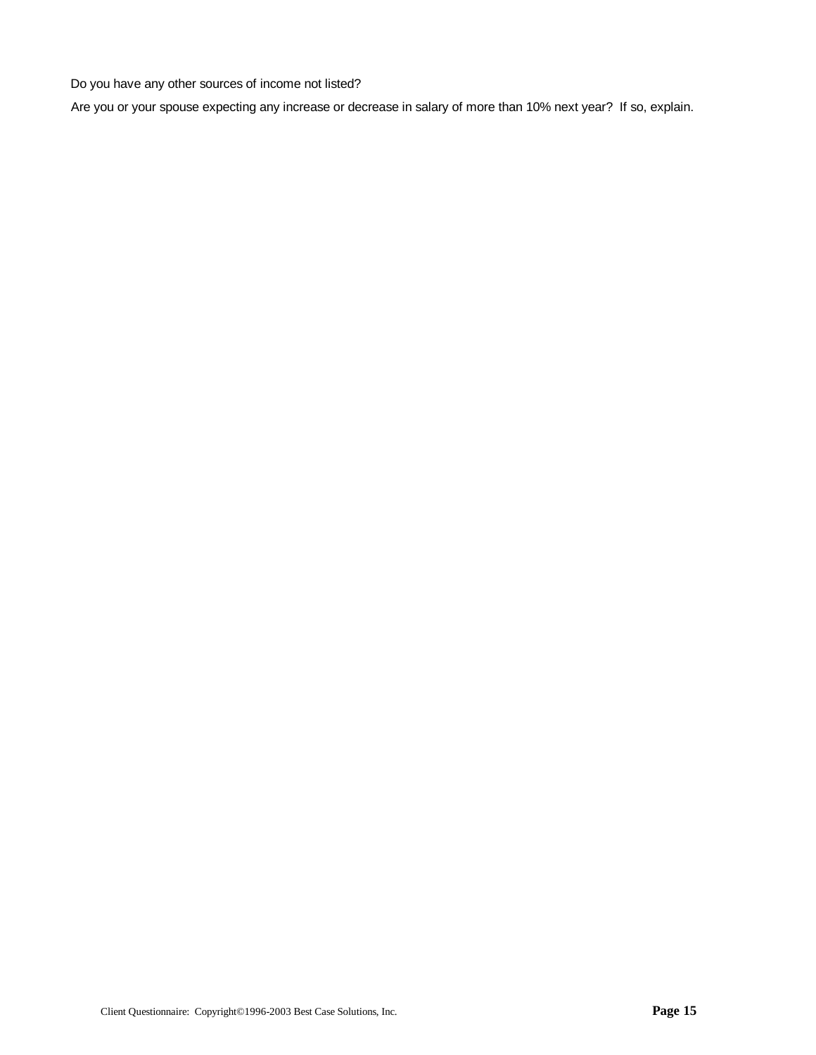Do you have any other sources of income not listed?

Are you or your spouse expecting any increase or decrease in salary of more than 10% next year? If so, explain.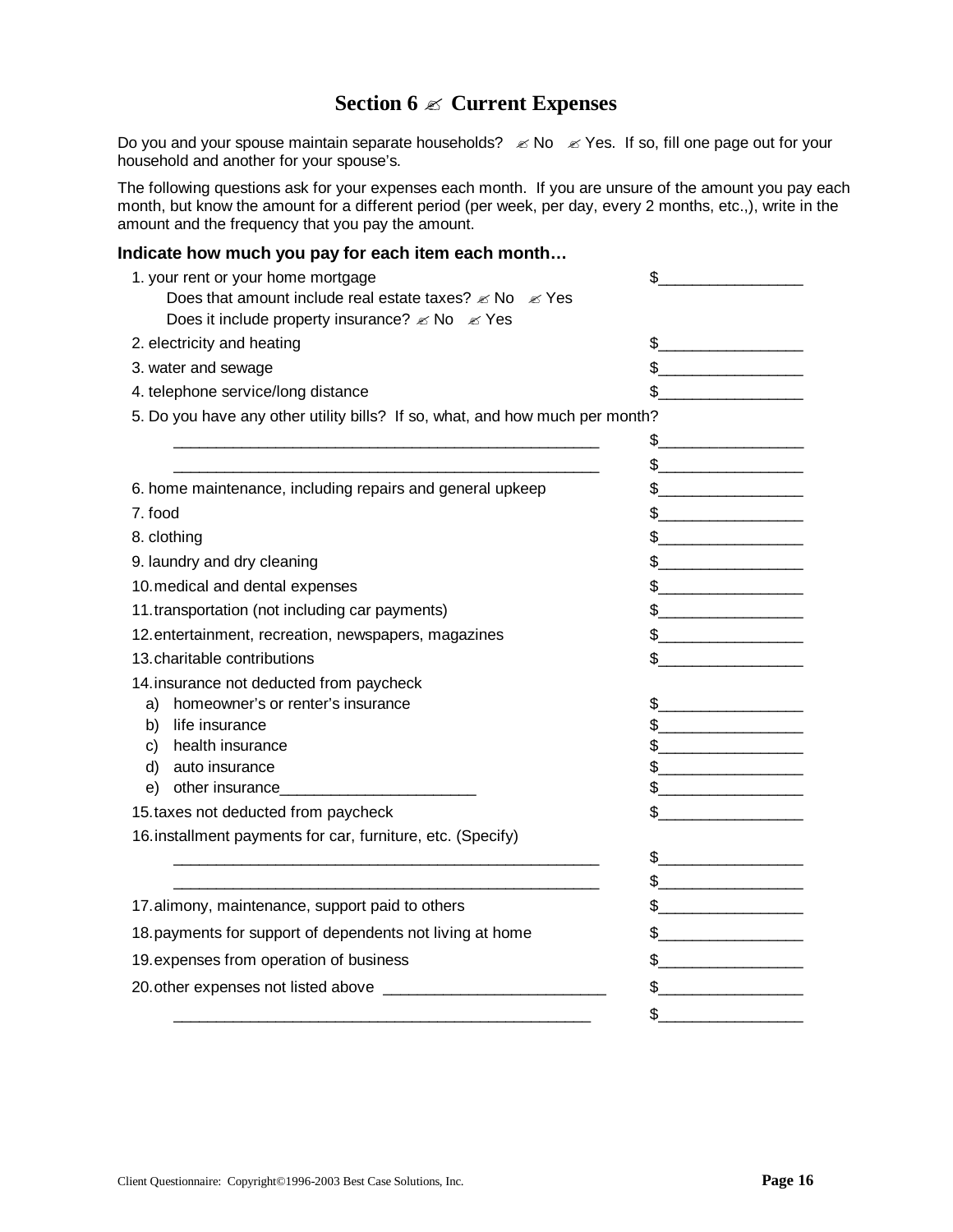## Section 6 ✍ Current Expenses

Do you and your spouse maintain separate households? ✍ No ✍ Yes. If so, fill one page out for your household and another for your spouse's.

The following questions ask for your expenses each month. If you are unsure of the amount you pay each month, but know the amount for a different period (per week, per day, every 2 months, etc.,), write in the amount and the frequency that you pay the amount.

**Indicate how much you pay for each item each month…**

1. your rent or your home mortgage $________________
   Does that amount include real estate taxes? ✍ No ✍ Yes
   Does it include property insurance? ✍ No ✍ Yes
2. electricity and heating $________________
3. water and sewage $________________
4. telephone service/long distance $________________
5. Do you have any other utility bills? If so, what, and how much per month?
   __________________________________________________ $________________
   __________________________________________________ $________________
6. home maintenance, including repairs and general upkeep $________________
7. food $________________
8. clothing $________________
9. laundry and dry cleaning $________________
10. medical and dental expenses $________________
11. transportation (not including car payments) $________________
12. entertainment, recreation, newspapers, magazines $________________
13. charitable contributions $________________
14. insurance not deducted from paycheck
    a) homeowner's or renter's insurance $________________
    b) life insurance $________________
    c) health insurance $________________
    d) auto insurance $________________
    e) other insurance______________________ $________________
15. taxes not deducted from paycheck $________________
16. installment payments for car, furniture, etc. (Specify)
    __________________________________________________ $________________
    __________________________________________________ $________________
17. alimony, maintenance, support paid to others $________________
18. payments for support of dependents not living at home $________________
19. expenses from operation of business $________________
20. other expenses not listed above _________________________ $________________
    __________________________________________________ $________________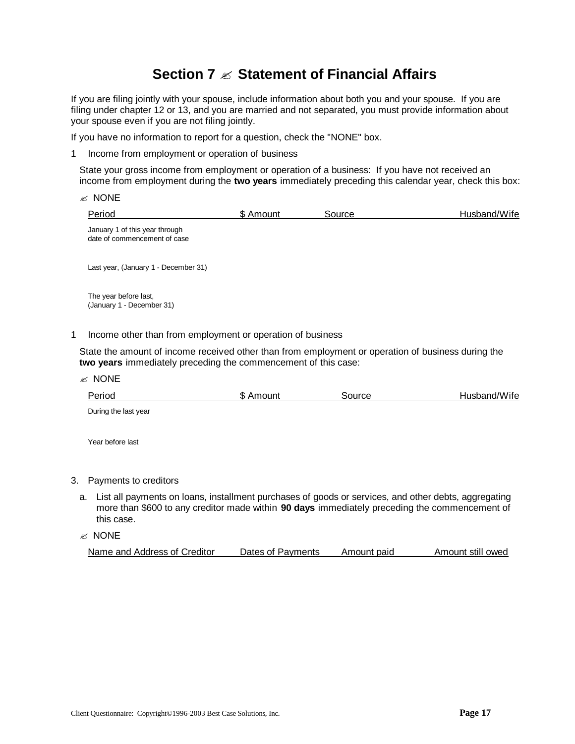# Section 7 ✍ Statement of Financial Affairs

If you are filing jointly with your spouse, include information about both you and your spouse. If you are filing under chapter 12 or 13, and you are married and not separated, you must provide information about your spouse even if you are not filing jointly.

If you have no information to report for a question, check the "NONE" box.

1 Income from employment or operation of business

State your gross income from employment or operation of a business: If you have not received an income from employment during the **two years** immediately preceding this calendar year, check this box:

✍ NONE

| Period | $ Amount | Source | Husband/Wife |
|---|---|---|---|
| January 1 of this year through date of commencement of case | | | |
| Last year, (January 1 - December 31) | | | |
| The year before last, (January 1 - December 31) | | | |

1 Income other than from employment or operation of business

State the amount of income received other than from employment or operation of business during the **two years** immediately preceding the commencement of this case:

✍ NONE

| Period | $ Amount | Source | Husband/Wife |
|---|---|---|---|
| During the last year | | | |
| Year before last | | | |

3. Payments to creditors

a. List all payments on loans, installment purchases of goods or services, and other debts, aggregating more than $600 to any creditor made within **90 days** immediately preceding the commencement of this case.

✍ NONE

| Name and Address of Creditor | Dates of Payments | Amount paid | Amount still owed |
|---|---|---|---|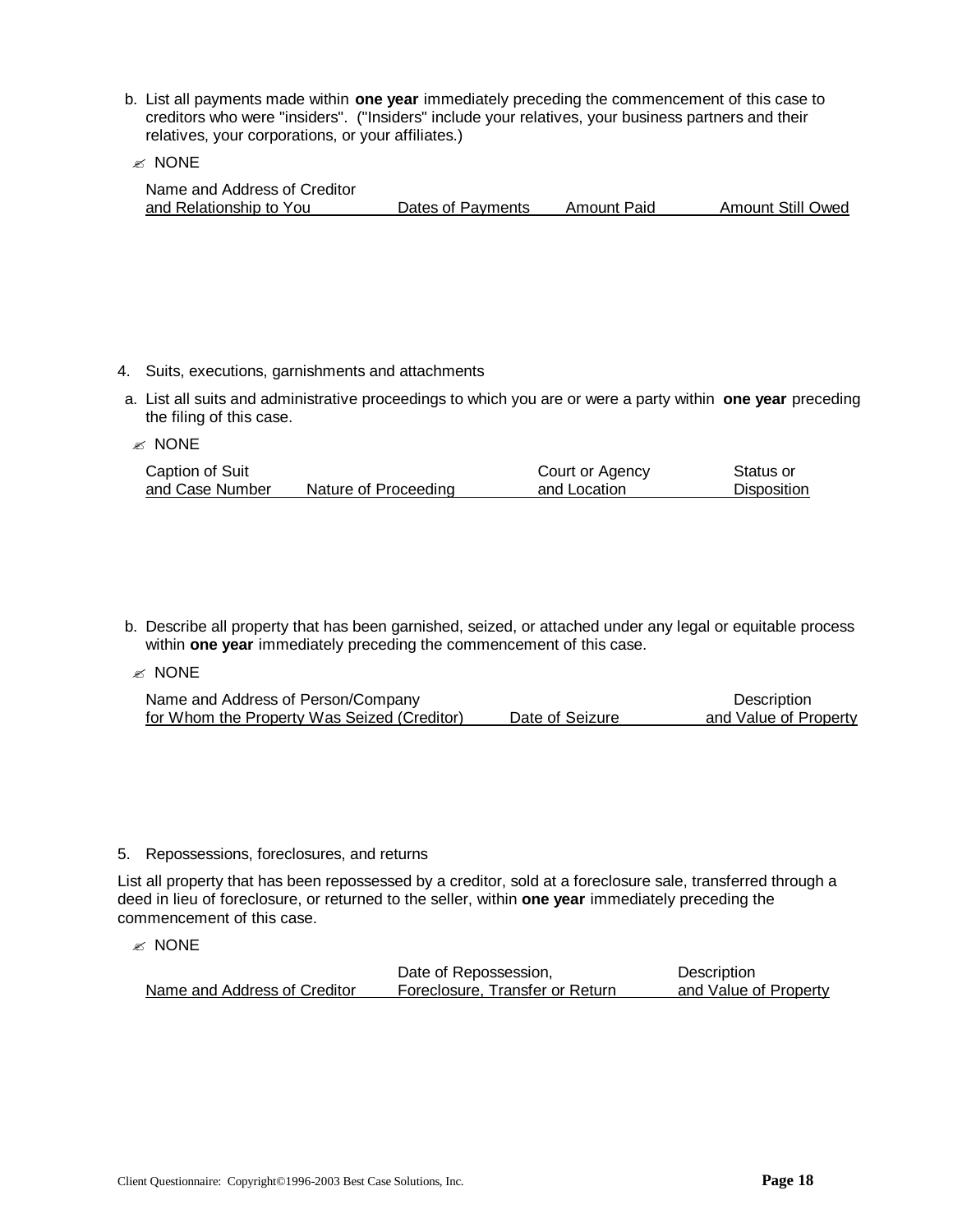b. List all payments made within **one year** immediately preceding the commencement of this case to creditors who were "insiders". ("Insiders" include your relatives, your business partners and their relatives, your corporations, or your affiliates.)

✍ NONE

| Name and Address of Creditor and Relationship to You | Dates of Payments | Amount Paid | Amount Still Owed |
|---|---|---|---|

4. Suits, executions, garnishments and attachments

a. List all suits and administrative proceedings to which you are or were a party within **one year** preceding the filing of this case.

✍ NONE

| Caption of Suit and Case Number | Nature of Proceeding | Court or Agency and Location | Status or Disposition |
|---|---|---|---|

b. Describe all property that has been garnished, seized, or attached under any legal or equitable process within **one year** immediately preceding the commencement of this case.

✍ NONE

| Name and Address of Person/Company for Whom the Property Was Seized (Creditor) | Date of Seizure | Description and Value of Property |
|---|---|---|

5. Repossessions, foreclosures, and returns

List all property that has been repossessed by a creditor, sold at a foreclosure sale, transferred through a deed in lieu of foreclosure, or returned to the seller, within **one year** immediately preceding the commencement of this case.

✍ NONE

| Name and Address of Creditor | Date of Repossession, Foreclosure, Transfer or Return | Description and Value of Property |
|---|---|---|

Client Questionnaire: Copyright©1996-2003 Best Case Solutions, Inc.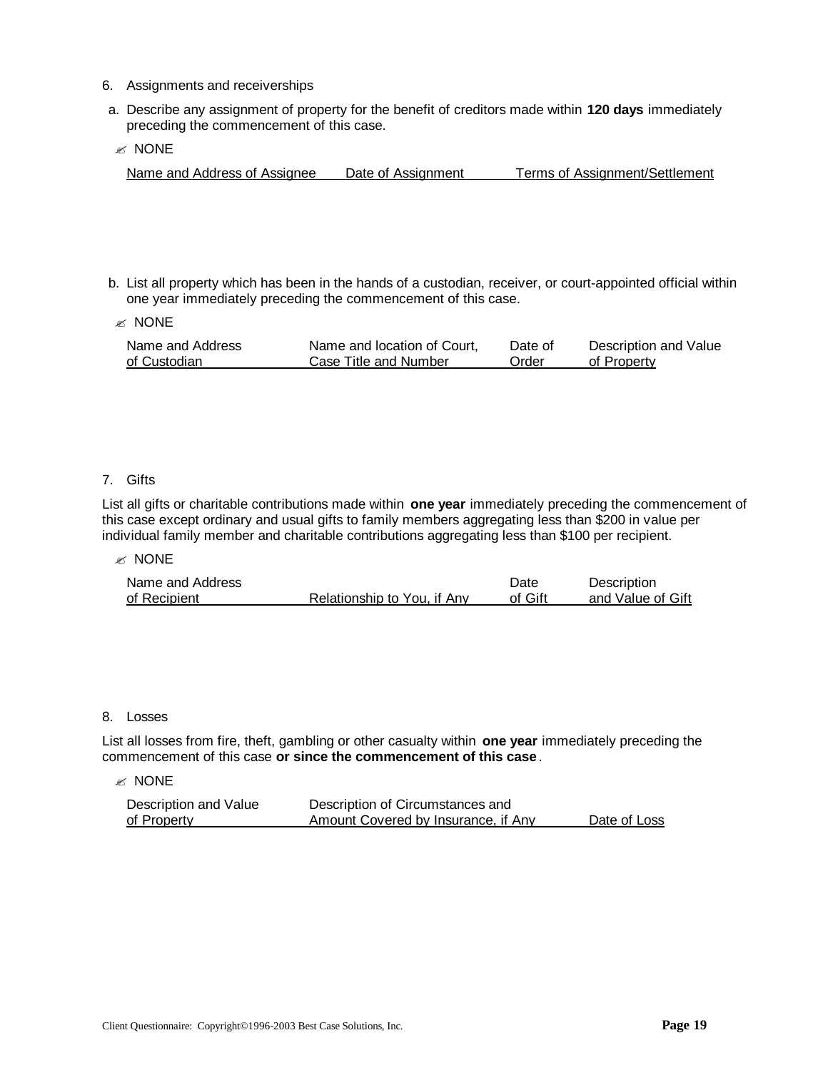6. Assignments and receiverships

a. Describe any assignment of property for the benefit of creditors made within **120 days** immediately preceding the commencement of this case.

✍ NONE

| Name and Address of Assignee | Date of Assignment | Terms of Assignment/Settlement |
|---|---|---|

b. List all property which has been in the hands of a custodian, receiver, or court-appointed official within one year immediately preceding the commencement of this case.

✍ NONE

| Name and Address of Custodian | Name and location of Court, Case Title and Number | Date of Order | Description and Value of Property |
|---|---|---|---|

7. Gifts

List all gifts or charitable contributions made within **one year** immediately preceding the commencement of this case except ordinary and usual gifts to family members aggregating less than $200 in value per individual family member and charitable contributions aggregating less than $100 per recipient.

✍ NONE

| Name and Address of Recipient | Relationship to You, if Any | Date of Gift | Description and Value of Gift |
|---|---|---|---|

8. Losses

List all losses from fire, theft, gambling or other casualty within **one year** immediately preceding the commencement of this case **or since the commencement of this case**.

✍ NONE

| Description and Value of Property | Description of Circumstances and Amount Covered by Insurance, if Any | Date of Loss |
|---|---|---|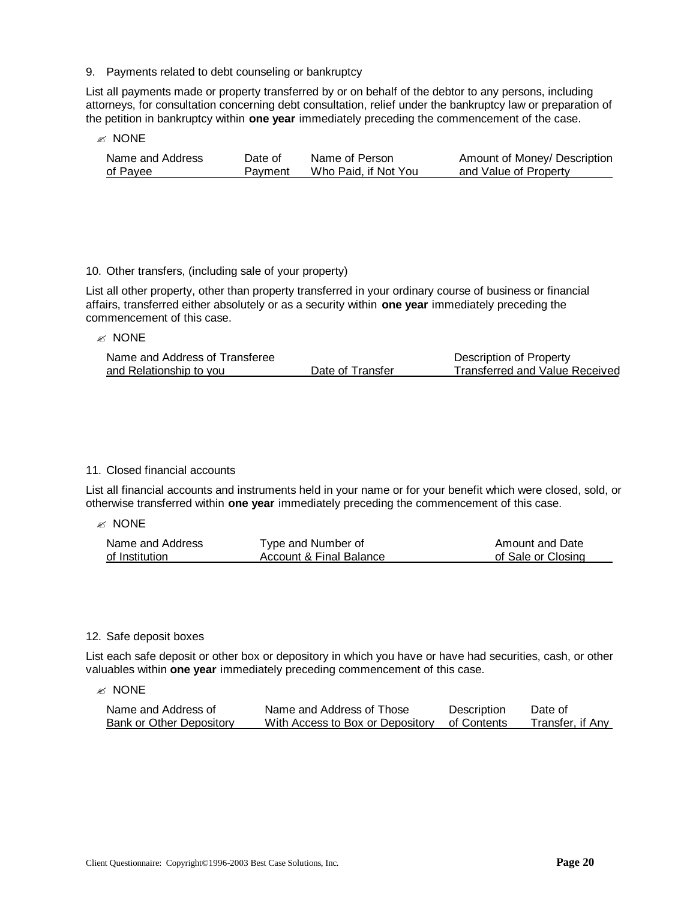9. Payments related to debt counseling or bankruptcy

List all payments made or property transferred by or on behalf of the debtor to any persons, including attorneys, for consultation concerning debt consultation, relief under the bankruptcy law or preparation of the petition in bankruptcy within **one year** immediately preceding the commencement of the case.

✍ NONE

| Name and Address of Payee | Date of Payment | Name of Person Who Paid, if Not You | Amount of Money/ Description and Value of Property |
|---|---|---|---|

10. Other transfers, (including sale of your property)

List all other property, other than property transferred in your ordinary course of business or financial affairs, transferred either absolutely or as a security within **one year** immediately preceding the commencement of this case.

✍ NONE

| Name and Address of Transferee and Relationship to you | Date of Transfer | Description of Property Transferred and Value Received |
|---|---|---|

11. Closed financial accounts

List all financial accounts and instruments held in your name or for your benefit which were closed, sold, or otherwise transferred within **one year** immediately preceding the commencement of this case.

✍ NONE

| Name and Address of Institution | Type and Number of Account & Final Balance | Amount and Date of Sale or Closing |
|---|---|---|

12. Safe deposit boxes

List each safe deposit or other box or depository in which you have or have had securities, cash, or other valuables within **one year** immediately preceding commencement of this case.

✍ NONE

| Name and Address of Bank or Other Depository | Name and Address of Those With Access to Box or Depository | Description of Contents | Date of Transfer, if Any |
|---|---|---|---|

Client Questionnaire: Copyright©1996-2003 Best Case Solutions, Inc.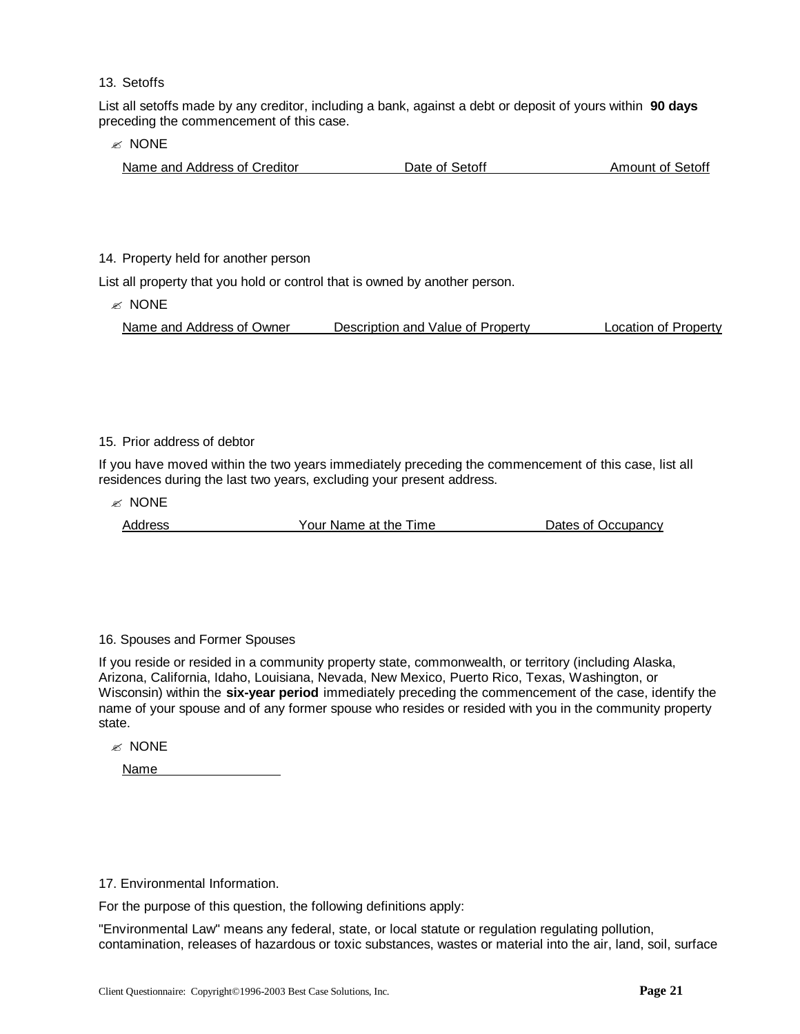13. Setoffs

List all setoffs made by any creditor, including a bank, against a debt or deposit of yours within **90 days** preceding the commencement of this case.

✍ NONE

| Name and Address of Creditor | Date of Setoff | Amount of Setoff |
|---|---|---|

14. Property held for another person

List all property that you hold or control that is owned by another person.

✍ NONE

| Name and Address of Owner | Description and Value of Property | Location of Property |
|---|---|---|

15. Prior address of debtor

If you have moved within the two years immediately preceding the commencement of this case, list all residences during the last two years, excluding your present address.

✍ NONE

| Address | Your Name at the Time | Dates of Occupancy |
|---|---|---|

16. Spouses and Former Spouses

If you reside or resided in a community property state, commonwealth, or territory (including Alaska, Arizona, California, Idaho, Louisiana, Nevada, New Mexico, Puerto Rico, Texas, Washington, or Wisconsin) within the **six-year period** immediately preceding the commencement of the case, identify the name of your spouse and of any former spouse who resides or resided with you in the community property state.

✍ NONE

| Name |
|---|

17. Environmental Information.

For the purpose of this question, the following definitions apply:

"Environmental Law" means any federal, state, or local statute or regulation regulating pollution, contamination, releases of hazardous or toxic substances, wastes or material into the air, land, soil, surface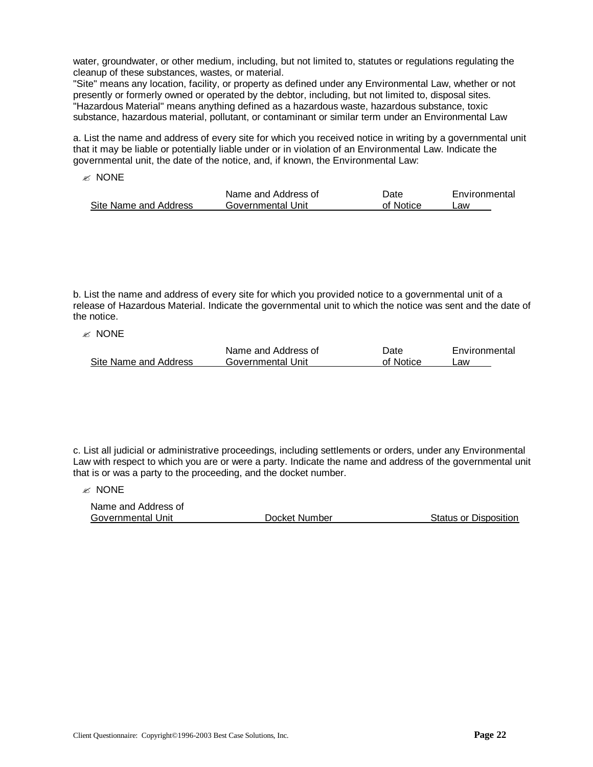water, groundwater, or other medium, including, but not limited to, statutes or regulations regulating the cleanup of these substances, wastes, or material.
"Site" means any location, facility, or property as defined under any Environmental Law, whether or not presently or formerly owned or operated by the debtor, including, but not limited to, disposal sites.
"Hazardous Material" means anything defined as a hazardous waste, hazardous substance, toxic substance, hazardous material, pollutant, or contaminant or similar term under an Environmental Law

a. List the name and address of every site for which you received notice in writing by a governmental unit that it may be liable or potentially liable under or in violation of an Environmental Law. Indicate the governmental unit, the date of the notice, and, if known, the Environmental Law:

✍ NONE

| Site Name and Address | Name and Address of Governmental Unit | Date of Notice | Environmental Law |
|---|---|---|---|

b. List the name and address of every site for which you provided notice to a governmental unit of a release of Hazardous Material. Indicate the governmental unit to which the notice was sent and the date of the notice.

✍ NONE

| Site Name and Address | Name and Address of Governmental Unit | Date of Notice | Environmental Law |
|---|---|---|---|

c. List all judicial or administrative proceedings, including settlements or orders, under any Environmental Law with respect to which you are or were a party. Indicate the name and address of the governmental unit that is or was a party to the proceeding, and the docket number.

✍ NONE

| Name and Address of Governmental Unit | Docket Number | Status or Disposition |
|---|---|---|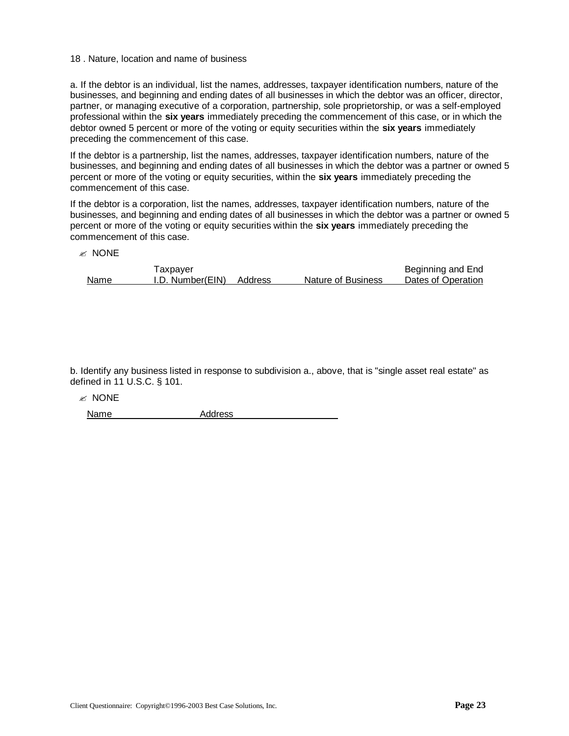18 . Nature, location and name of business

a. If the debtor is an individual, list the names, addresses, taxpayer identification numbers, nature of the businesses, and beginning and ending dates of all businesses in which the debtor was an officer, director, partner, or managing executive of a corporation, partnership, sole proprietorship, or was a self-employed professional within the **six years** immediately preceding the commencement of this case, or in which the debtor owned 5 percent or more of the voting or equity securities within the **six years** immediately preceding the commencement of this case.

If the debtor is a partnership, list the names, addresses, taxpayer identification numbers, nature of the businesses, and beginning and ending dates of all businesses in which the debtor was a partner or owned 5 percent or more of the voting or equity securities, within the **six years** immediately preceding the commencement of this case.

If the debtor is a corporation, list the names, addresses, taxpayer identification numbers, nature of the businesses, and beginning and ending dates of all businesses in which the debtor was a partner or owned 5 percent or more of the voting or equity securities within the **six years** immediately preceding the commencement of this case.

✍ NONE

| Name | Taxpayer I.D. Number(EIN) | Address | Nature of Business | Beginning and End Dates of Operation |
|---|---|---|---|---|

b. Identify any business listed in response to subdivision a., above, that is "single asset real estate" as defined in 11 U.S.C. § 101.

✍ NONE

| Name | Address |
|---|---|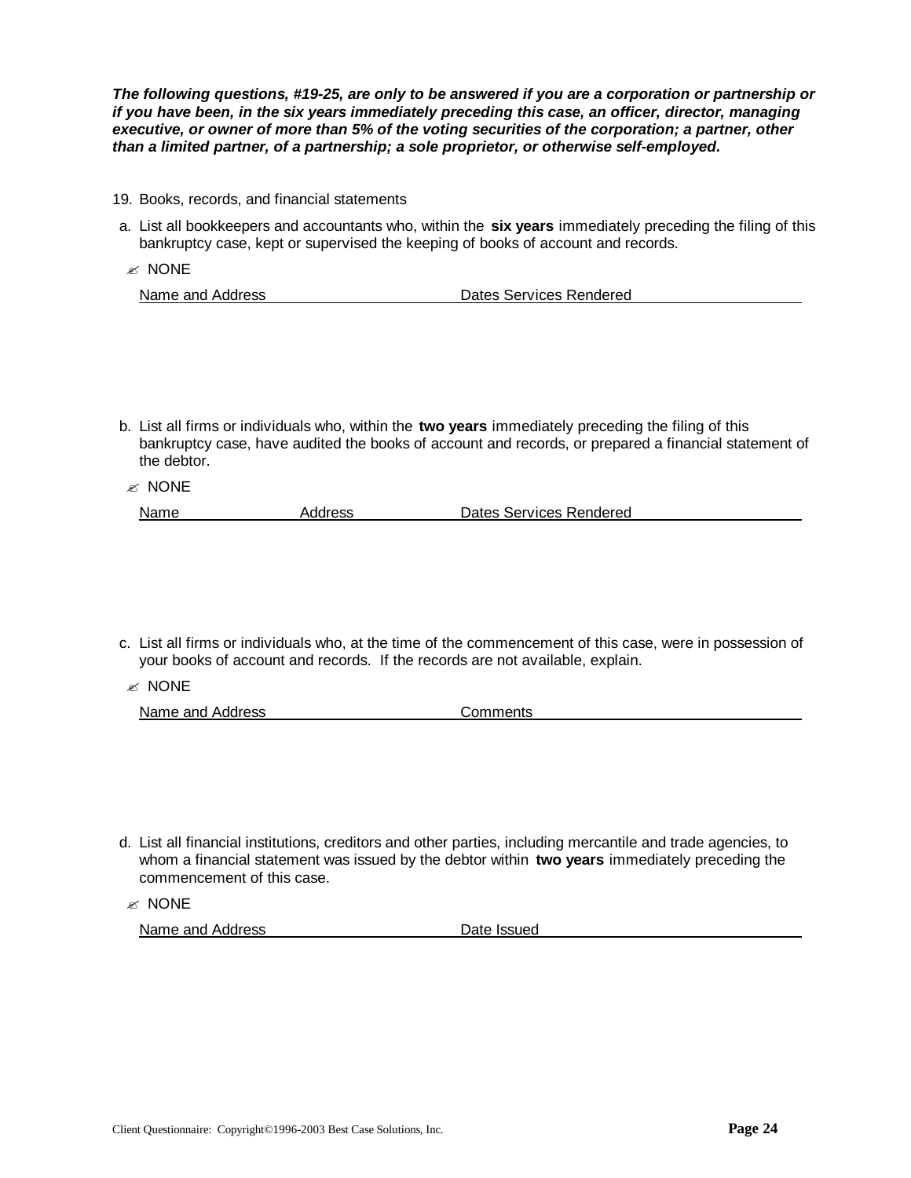***The following questions, #19-25, are only to be answered if you are a corporation or partnership or if you have been, in the six years immediately preceding this case, an officer, director, managing executive, or owner of more than 5% of the voting securities of the corporation; a partner, other than a limited partner, of a partnership; a sole proprietor, or otherwise self-employed.***

19. Books, records, and financial statements

a. List all bookkeepers and accountants who, within the **six years** immediately preceding the filing of this bankruptcy case, kept or supervised the keeping of books of account and records.

✍ NONE

| Name and Address | Dates Services Rendered |
|---|---|

b. List all firms or individuals who, within the **two years** immediately preceding the filing of this bankruptcy case, have audited the books of account and records, or prepared a financial statement of the debtor.

✍ NONE

| Name | Address | Dates Services Rendered |
|---|---|---|

c. List all firms or individuals who, at the time of the commencement of this case, were in possession of your books of account and records. If the records are not available, explain.

✍ NONE

| Name and Address | Comments |
|---|---|

d. List all financial institutions, creditors and other parties, including mercantile and trade agencies, to whom a financial statement was issued by the debtor within **two years** immediately preceding the commencement of this case.

✍ NONE

| Name and Address | Date Issued |
|---|---|

Client Questionnaire: Copyright©1996-2003 Best Case Solutions, Inc.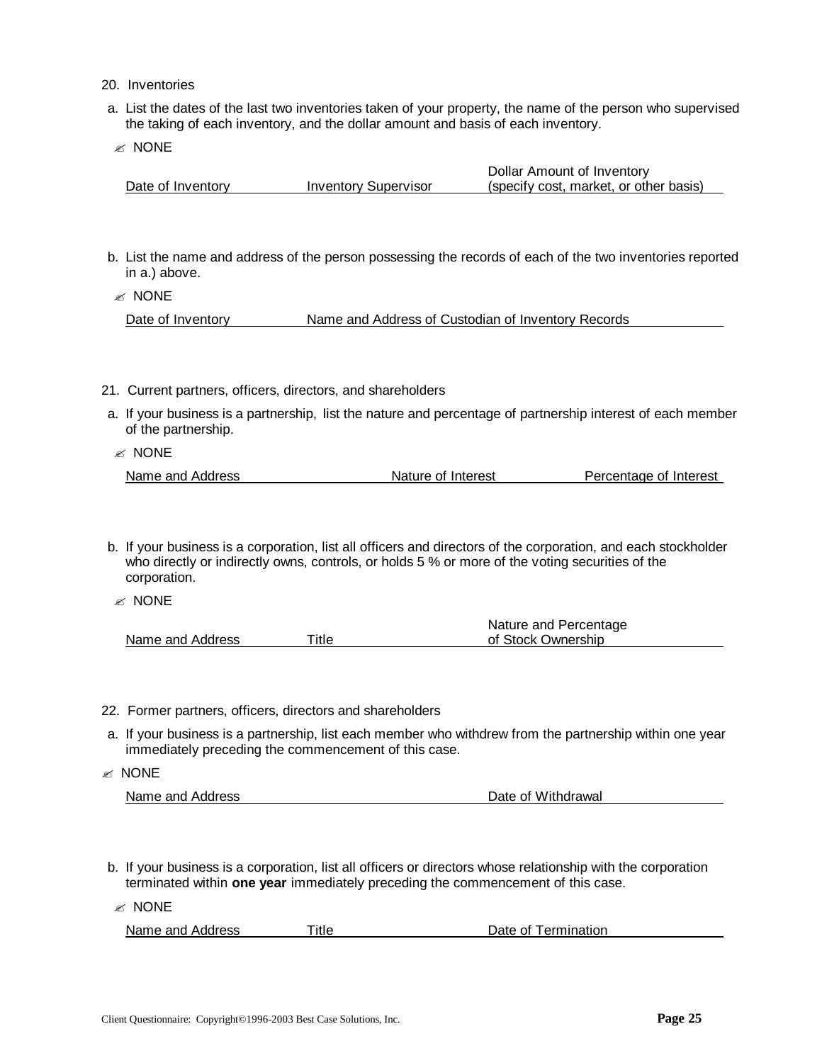20. Inventories

a. List the dates of the last two inventories taken of your property, the name of the person who supervised the taking of each inventory, and the dollar amount and basis of each inventory.

✍ NONE

| Date of Inventory | Inventory Supervisor | Dollar Amount of Inventory (specify cost, market, or other basis) |
|---|---|---|

b. List the name and address of the person possessing the records of each of the two inventories reported in a.) above.

✍ NONE

| Date of Inventory | Name and Address of Custodian of Inventory Records |
|---|---|

21. Current partners, officers, directors, and shareholders

a. If your business is a partnership, list the nature and percentage of partnership interest of each member of the partnership.

✍ NONE

| Name and Address | Nature of Interest | Percentage of Interest |
|---|---|---|

b. If your business is a corporation, list all officers and directors of the corporation, and each stockholder who directly or indirectly owns, controls, or holds 5 % or more of the voting securities of the corporation.

✍ NONE

| Name and Address | Title | Nature and Percentage of Stock Ownership |
|---|---|---|

22. Former partners, officers, directors and shareholders

a. If your business is a partnership, list each member who withdrew from the partnership within one year immediately preceding the commencement of this case.

✍ NONE

| Name and Address | Date of Withdrawal |
|---|---|

b. If your business is a corporation, list all officers or directors whose relationship with the corporation terminated within **one year** immediately preceding the commencement of this case.

✍ NONE

| Name and Address | Title | Date of Termination |
|---|---|---|

Client Questionnaire: Copyright©1996-2003 Best Case Solutions, Inc.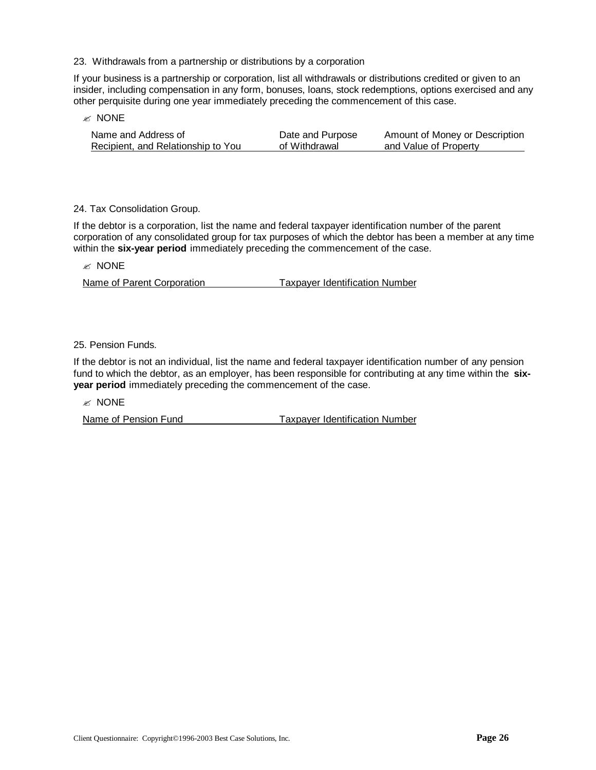23. Withdrawals from a partnership or distributions by a corporation

If your business is a partnership or corporation, list all withdrawals or distributions credited or given to an insider, including compensation in any form, bonuses, loans, stock redemptions, options exercised and any other perquisite during one year immediately preceding the commencement of this case.

✍ NONE

| Name and Address of Recipient, and Relationship to You | Date and Purpose of Withdrawal | Amount of Money or Description and Value of Property |
|---|---|---|

24. Tax Consolidation Group.

If the debtor is a corporation, list the name and federal taxpayer identification number of the parent corporation of any consolidated group for tax purposes of which the debtor has been a member at any time within the **six-year period** immediately preceding the commencement of the case.

✍ NONE

| Name of Parent Corporation | Taxpayer Identification Number |
|---|---|

25. Pension Funds.

If the debtor is not an individual, list the name and federal taxpayer identification number of any pension fund to which the debtor, as an employer, has been responsible for contributing at any time within the **six-year period** immediately preceding the commencement of the case.

✍ NONE

| Name of Pension Fund | Taxpayer Identification Number |
|---|---|